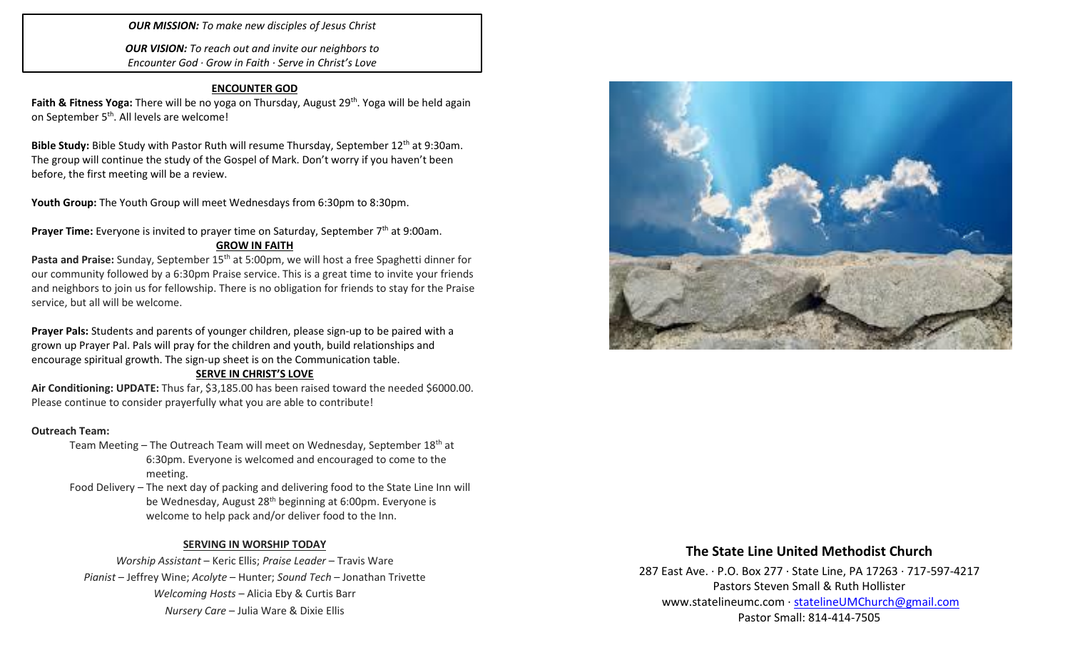***OUR MISSION:*** *To make new disciples of Jesus Christ*

***OUR VISION:*** *To reach out and invite our neighbors to Encounter God · Grow in Faith · Serve in Christ's Love*

## ENCOUNTER GOD

**Faith & Fitness Yoga:** There will be no yoga on Thursday, August 29th. Yoga will be held again on September 5th. All levels are welcome!

**Bible Study:** Bible Study with Pastor Ruth will resume Thursday, September 12th at 9:30am. The group will continue the study of the Gospel of Mark. Don't worry if you haven't been before, the first meeting will be a review.

**Youth Group:** The Youth Group will meet Wednesdays from 6:30pm to 8:30pm.

**Prayer Time:** Everyone is invited to prayer time on Saturday, September 7th at 9:00am.

## GROW IN FAITH

**Pasta and Praise:** Sunday, September 15th at 5:00pm, we will host a free Spaghetti dinner for our community followed by a 6:30pm Praise service. This is a great time to invite your friends and neighbors to join us for fellowship. There is no obligation for friends to stay for the Praise service, but all will be welcome.

**Prayer Pals:** Students and parents of younger children, please sign-up to be paired with a grown up Prayer Pal. Pals will pray for the children and youth, build relationships and encourage spiritual growth. The sign-up sheet is on the Communication table.

## SERVE IN CHRIST'S LOVE

**Air Conditioning: UPDATE:** Thus far, $3,185.00 has been raised toward the needed $6000.00. Please continue to consider prayerfully what you are able to contribute!

**Outreach Team:**

- Team Meeting – The Outreach Team will meet on Wednesday, September 18th at 6:30pm. Everyone is welcomed and encouraged to come to the meeting.
- Food Delivery – The next day of packing and delivering food to the State Line Inn will be Wednesday, August 28th beginning at 6:00pm. Everyone is welcome to help pack and/or deliver food to the Inn.

## SERVING IN WORSHIP TODAY

*Worship Assistant* – Keric Ellis; *Praise Leader* – Travis Ware
*Pianist* – Jeffrey Wine; *Acolyte* – Hunter; *Sound Tech* – Jonathan Trivette
*Welcoming Hosts* – Alicia Eby & Curtis Barr
*Nursery Care* – Julia Ware & Dixie Ellis

# The State Line United Methodist Church

287 East Ave. · P.O. Box 277 · State Line, PA 17263 · 717-597-4217
Pastors Steven Small & Ruth Hollister
www.statelineumc.com · statelineUMChurch@gmail.com
Pastor Small: 814-414-7505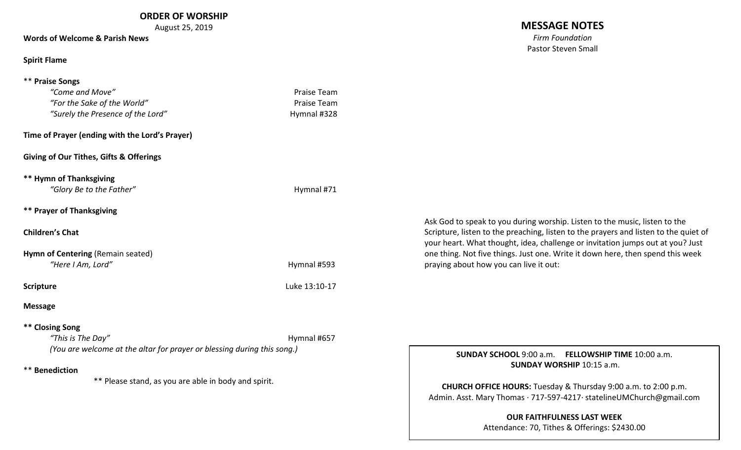## ORDER OF WORSHIP

August 25, 2019

**Words of Welcome & Parish News**

**Spirit Flame**

** **Praise Songs**

*"Come and Move"* Praise Team

*"For the Sake of the World"* Praise Team

*"Surely the Presence of the Lord"* Hymnal #328

**Time of Prayer (ending with the Lord's Prayer)**

**Giving of Our Tithes, Gifts & Offerings**

**** Hymn of Thanksgiving**

*"Glory Be to the Father"* Hymnal #71

**** Prayer of Thanksgiving**

**Children's Chat**

**Hymn of Centering** (Remain seated)

*"Here I Am, Lord"* Hymnal #593

**Scripture** Luke 13:10-17

**Message**

**** Closing Song**

*"This is The Day"* Hymnal #657

*(You are welcome at the altar for prayer or blessing during this song.)*

** **Benediction**

** Please stand, as you are able in body and spirit.

## MESSAGE NOTES

*Firm Foundation*

Pastor Steven Small

Ask God to speak to you during worship. Listen to the music, listen to the Scripture, listen to the preaching, listen to the prayers and listen to the quiet of your heart. What thought, idea, challenge or invitation jumps out at you? Just one thing. Not five things. Just one. Write it down here, then spend this week praying about how you can live it out:

**SUNDAY SCHOOL** 9:00 a.m. **FELLOWSHIP TIME** 10:00 a.m.
**SUNDAY WORSHIP** 10:15 a.m.

**CHURCH OFFICE HOURS:** Tuesday & Thursday 9:00 a.m. to 2:00 p.m.
Admin. Asst. Mary Thomas · 717-597-4217· statelineUMChurch@gmail.com

**OUR FAITHFULNESS LAST WEEK**
Attendance: 70, Tithes & Offerings: $2430.00